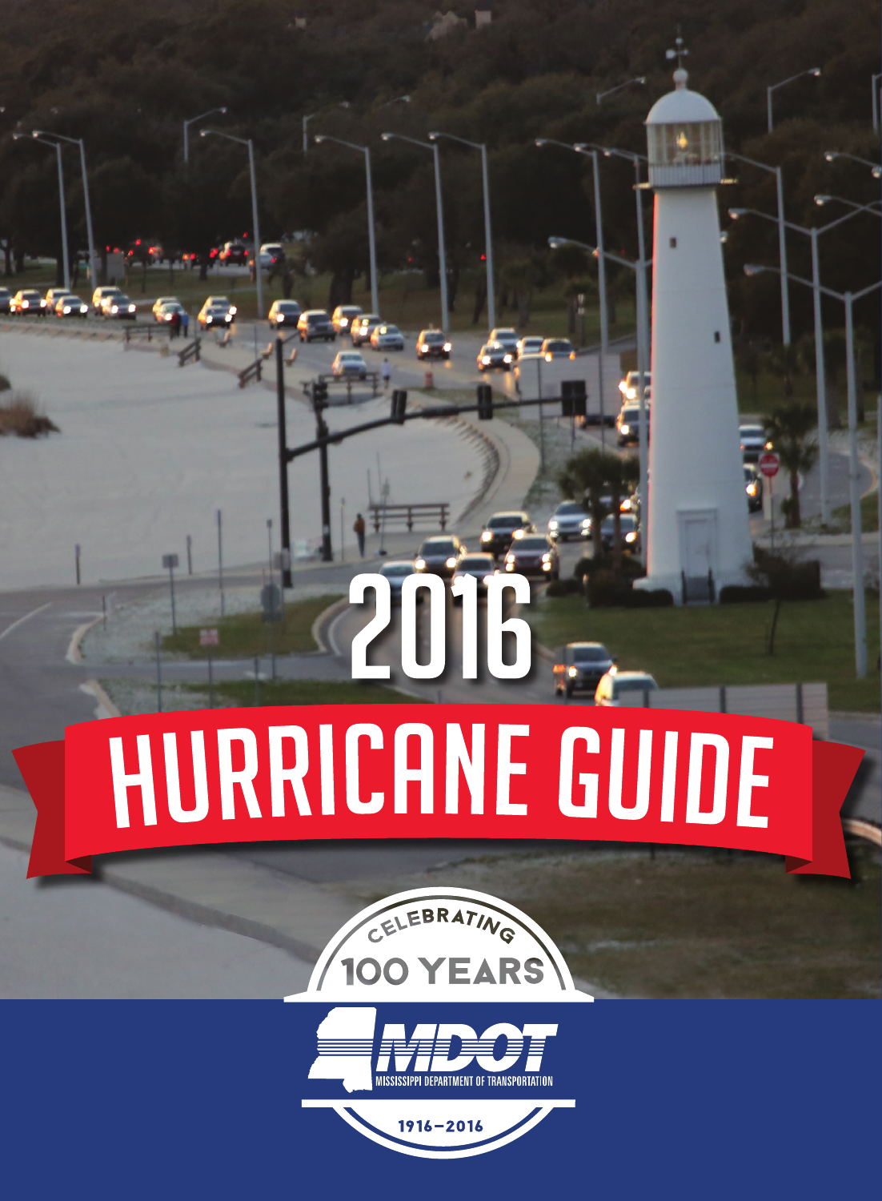# 2016 HURRICANE GUIDE

CELEBRATING 100 YEARS

MDOT

MISSISSIPPI DEPARTMENT OF TRANSPORTATION

1916–2016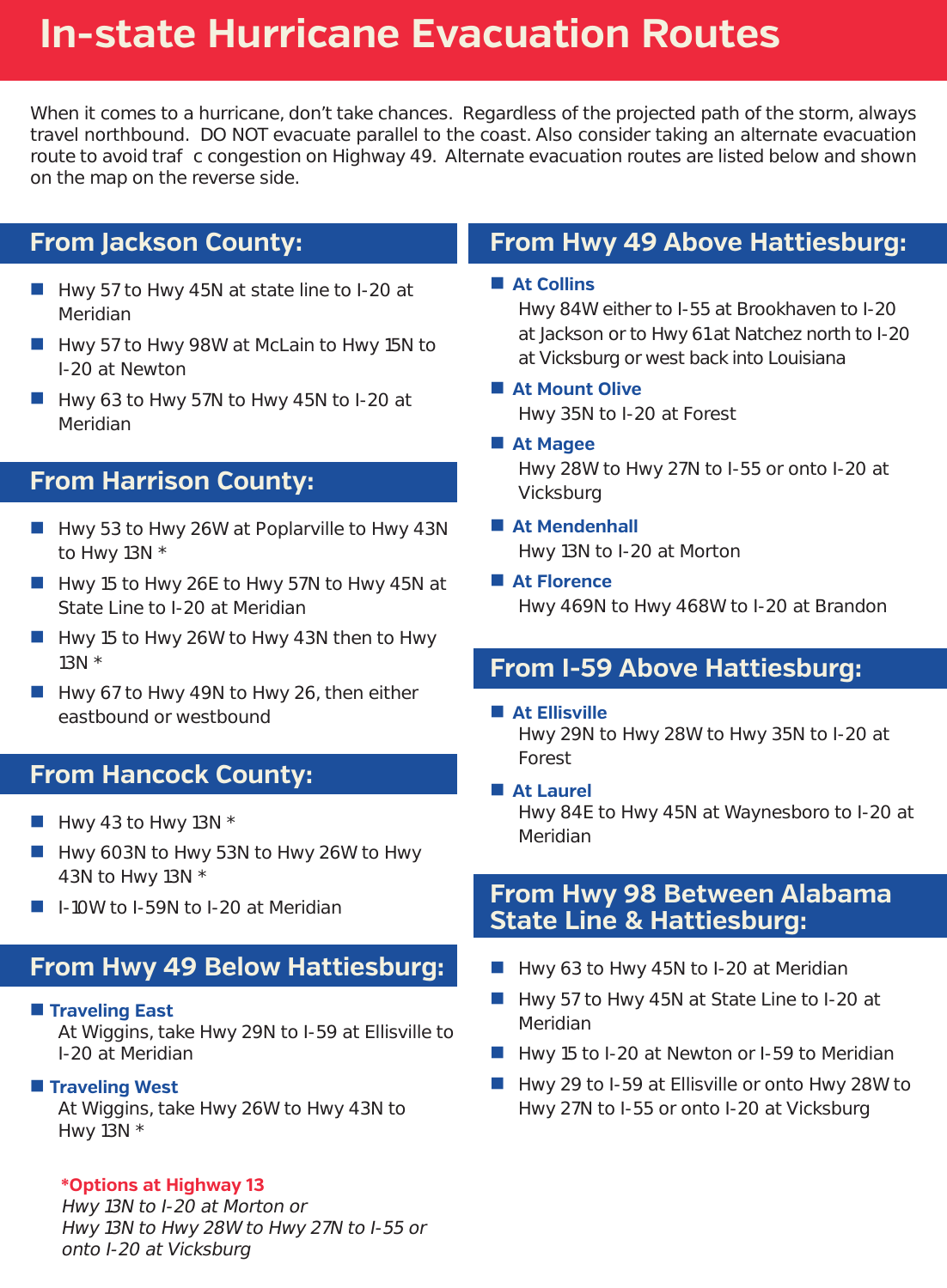# In-state Hurricane Evacuation Routes

When it comes to a hurricane, don't take chances. Regardless of the projected path of the storm, always travel northbound. DO NOT evacuate parallel to the coast. Also consider taking an alternate evacuation route to avoid traf c congestion on Highway 49. Alternate evacuation routes are listed below and shown on the map on the reverse side.

## From Jackson County:

- Hwy 57 to Hwy 45N at state line to I-20 at Meridian
- Hwy 57 to Hwy 98W at McLain to Hwy 15N to I-20 at Newton
- Hwy 63 to Hwy 57N to Hwy 45N to I-20 at Meridian

## From Harrison County:

- Hwy 53 to Hwy 26W at Poplarville to Hwy 43N to Hwy 13N *
- Hwy 15 to Hwy 26E to Hwy 57N to Hwy 45N at State Line to I-20 at Meridian
- Hwy 15 to Hwy 26W to Hwy 43N then to Hwy 13N *
- Hwy 67 to Hwy 49N to Hwy 26, then either eastbound or westbound

## From Hancock County:

- Hwy 43 to Hwy 13N *
- Hwy 603N to Hwy 53N to Hwy 26W to Hwy 43N to Hwy 13N *
- I-10W to I-59N to I-20 at Meridian

## From Hwy 49 Below Hattiesburg:

- **Traveling East**
  At Wiggins, take Hwy 29N to I-59 at Ellisville to I-20 at Meridian
- **Traveling West**
  At Wiggins, take Hwy 26W to Hwy 43N to Hwy 13N *

**\*Options at Highway 13**
*Hwy 13N to I-20 at Morton or*
*Hwy 13N to Hwy 28W to Hwy 27N to I-55 or onto I-20 at Vicksburg*

## From Hwy 49 Above Hattiesburg:

- **At Collins**
  Hwy 84W either to I-55 at Brookhaven to I-20 at Jackson or to Hwy 61 at Natchez north to I-20 at Vicksburg or west back into Louisiana
- **At Mount Olive**
  Hwy 35N to I-20 at Forest
- **At Magee**
  Hwy 28W to Hwy 27N to I-55 or onto I-20 at Vicksburg
- **At Mendenhall**
  Hwy 13N to I-20 at Morton
- **At Florence**
  Hwy 469N to Hwy 468W to I-20 at Brandon

## From I-59 Above Hattiesburg:

- **At Ellisville**
  Hwy 29N to Hwy 28W to Hwy 35N to I-20 at Forest
- **At Laurel**
  Hwy 84E to Hwy 45N at Waynesboro to I-20 at Meridian

## From Hwy 98 Between Alabama State Line & Hattiesburg:

- Hwy 63 to Hwy 45N to I-20 at Meridian
- Hwy 57 to Hwy 45N at State Line to I-20 at Meridian
- Hwy 15 to I-20 at Newton or I-59 to Meridian
- Hwy 29 to I-59 at Ellisville or onto Hwy 28W to Hwy 27N to I-55 or onto I-20 at Vicksburg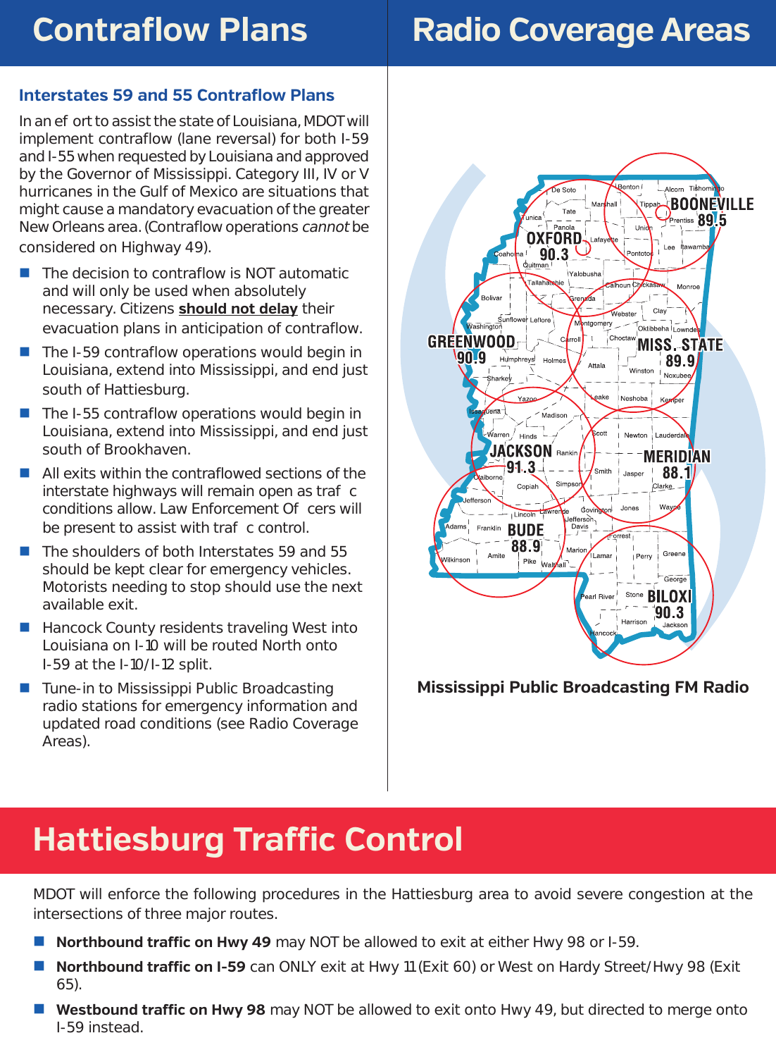# Contraflow Plans

## Interstates 59 and 55 Contraflow Plans

In an ef ort to assist the state of Louisiana, MDOT will implement contraflow (lane reversal) for both I-59 and I-55 when requested by Louisiana and approved by the Governor of Mississippi. Category III, IV or V hurricanes in the Gulf of Mexico are situations that might cause a mandatory evacuation of the greater New Orleans area. (Contraflow operations *cannot* be considered on Highway 49).

- The decision to contraflow is NOT automatic and will only be used when absolutely necessary. Citizens **should not delay** their evacuation plans in anticipation of contraflow.
- The I-59 contraflow operations would begin in Louisiana, extend into Mississippi, and end just south of Hattiesburg.
- The I-55 contraflow operations would begin in Louisiana, extend into Mississippi, and end just south of Brookhaven.
- All exits within the contraflowed sections of the interstate highways will remain open as traf c conditions allow. Law Enforcement Of cers will be present to assist with traf c control.
- The shoulders of both Interstates 59 and 55 should be kept clear for emergency vehicles. Motorists needing to stop should use the next available exit.
- Hancock County residents traveling West into Louisiana on I-10 will be routed North onto I-59 at the I-10/I-12 split.
- Tune-in to Mississippi Public Broadcasting radio stations for emergency information and updated road conditions (see Radio Coverage Areas).

# Radio Coverage Areas

BOONEVILLE 89.5, OXFORD 90.3, GREENWOOD 90.9, MISS. STATE 89.9, JACKSON 91.3, MERIDIAN 88.1, BUDE 88.9, BILOXI 90.3

**Mississippi Public Broadcasting FM Radio**

# Hattiesburg Traffic Control

MDOT will enforce the following procedures in the Hattiesburg area to avoid severe congestion at the intersections of three major routes.

- **Northbound traffic on Hwy 49** may NOT be allowed to exit at either Hwy 98 or I-59.
- **Northbound traffic on I-59** can ONLY exit at Hwy 11 (Exit 60) or West on Hardy Street/Hwy 98 (Exit 65).
- **Westbound traffic on Hwy 98** may NOT be allowed to exit onto Hwy 49, but directed to merge onto I-59 instead.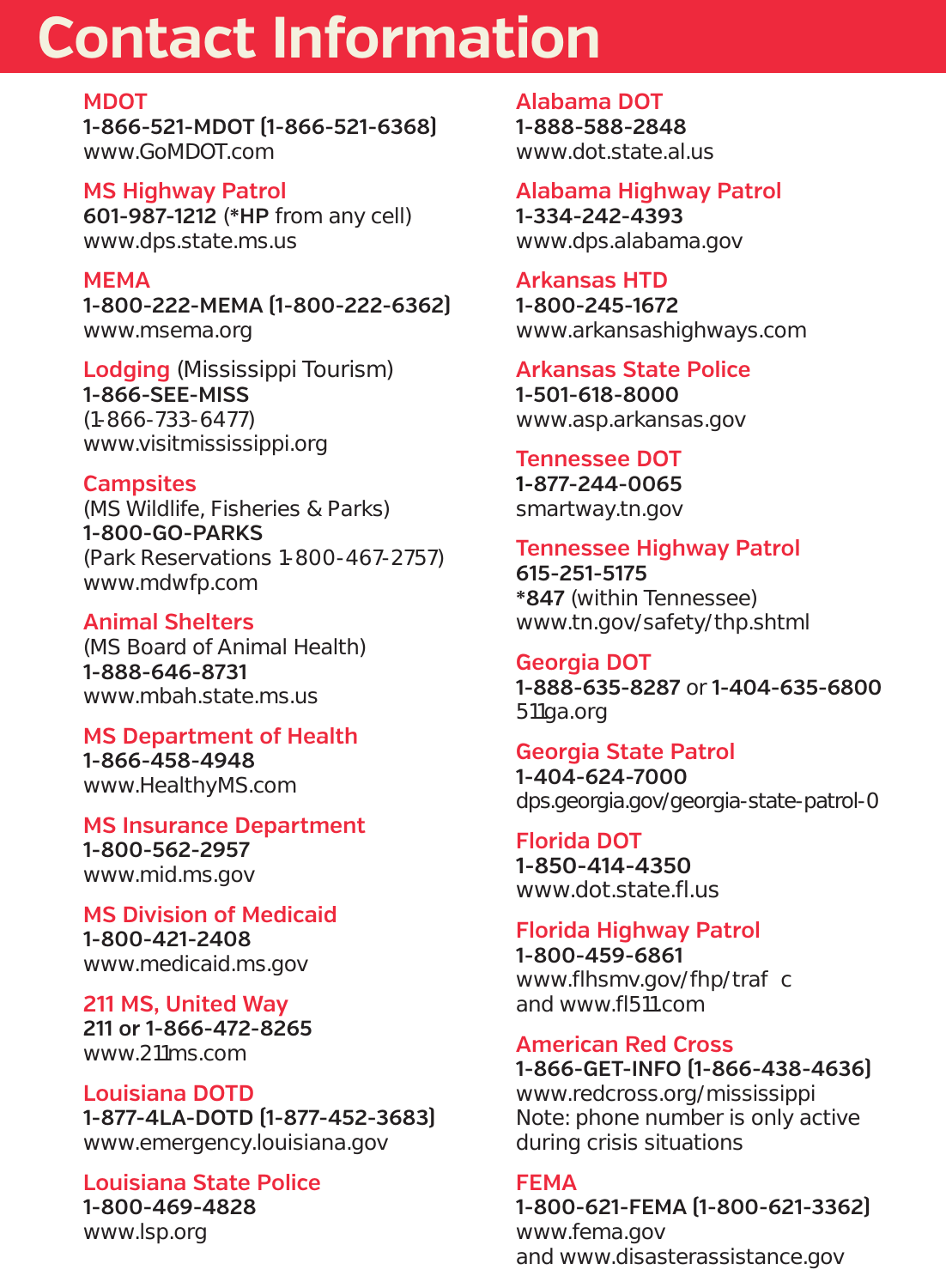# Contact Information

**MDOT**
**1-866-521-MDOT (1-866-521-6368)**
www.GoMDOT.com

**MS Highway Patrol**
**601-987-1212** (***HP** from any cell)
www.dps.state.ms.us

**MEMA**
**1-800-222-MEMA (1-800-222-6362)**
www.msema.org

**Lodging** (Mississippi Tourism)
**1-866-SEE-MISS**
(1-866-733-6477)
www.visitmississippi.org

**Campsites**
(MS Wildlife, Fisheries & Parks)
**1-800-GO-PARKS**
(Park Reservations 1-800-467-2757)
www.mdwfp.com

**Animal Shelters**
(MS Board of Animal Health)
**1-888-646-8731**
www.mbah.state.ms.us

**MS Department of Health**
**1-866-458-4948**
www.HealthyMS.com

**MS Insurance Department**
**1-800-562-2957**
www.mid.ms.gov

**MS Division of Medicaid**
**1-800-421-2408**
www.medicaid.ms.gov

**211 MS, United Way**
**211 or 1-866-472-8265**
www.211ms.com

**Louisiana DOTD**
**1-877-4LA-DOTD (1-877-452-3683)**
www.emergency.louisiana.gov

**Louisiana State Police**
**1-800-469-4828**
www.lsp.org

**Alabama DOT**
**1-888-588-2848**
www.dot.state.al.us

**Alabama Highway Patrol**
**1-334-242-4393**
www.dps.alabama.gov

**Arkansas HTD**
**1-800-245-1672**
www.arkansashighways.com

**Arkansas State Police**
**1-501-618-8000**
www.asp.arkansas.gov

**Tennessee DOT**
**1-877-244-0065**
smartway.tn.gov

**Tennessee Highway Patrol**
**615-251-5175**
***847** (within Tennessee)
www.tn.gov/safety/thp.shtml

**Georgia DOT**
**1-888-635-8287** or **1-404-635-6800**
511ga.org

**Georgia State Patrol**
**1-404-624-7000**
dps.georgia.gov/georgia-state-patrol-0

**Florida DOT**
**1-850-414-4350**
www.dot.state.fl.us

**Florida Highway Patrol**
**1-800-459-6861**
www.flhsmv.gov/fhp/traffic
and www.fl511.com

**American Red Cross**
**1-866-GET-INFO (1-866-438-4636)**
www.redcross.org/mississippi
Note: phone number is only active during crisis situations

**FEMA**
**1-800-621-FEMA (1-800-621-3362)**
www.fema.gov
and www.disasterassistance.gov